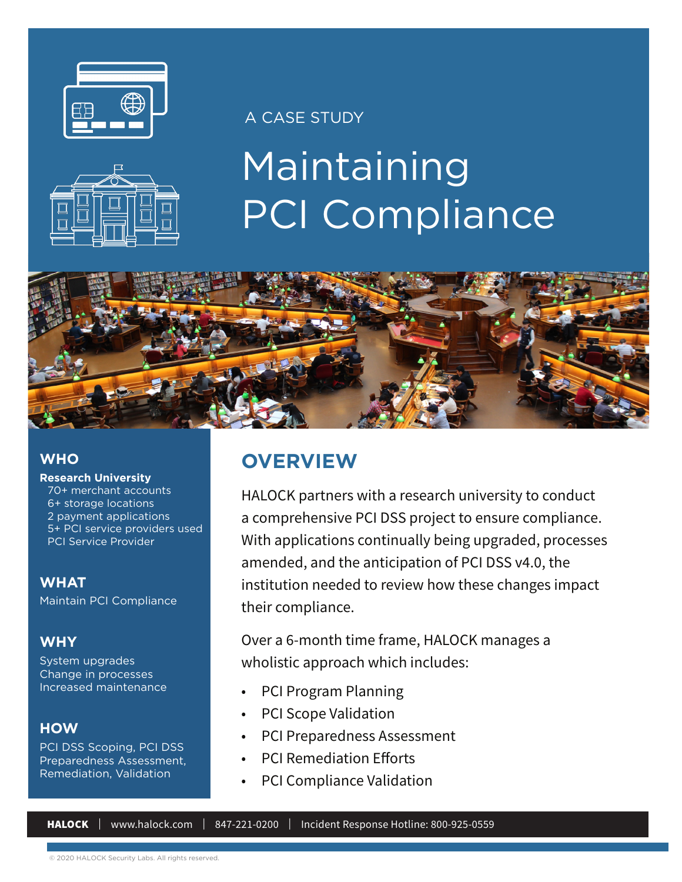A CASE STUDY

# Maintaining PCI Compliance

### WHO

**Research University**

70+ merchant accounts
6+ storage locations
2 payment applications
5+ PCI service providers used
PCI Service Provider

### WHAT

Maintain PCI Compliance

### WHY

System upgrades
Change in processes
Increased maintenance

### HOW

PCI DSS Scoping, PCI DSS Preparedness Assessment, Remediation, Validation

## OVERVIEW

HALOCK partners with a research university to conduct a comprehensive PCI DSS project to ensure compliance. With applications continually being upgraded, processes amended, and the anticipation of PCI DSS v4.0, the institution needed to review how these changes impact their compliance.

Over a 6-month time frame, HALOCK manages a wholistic approach which includes:

- PCI Program Planning
- PCI Scope Validation
- PCI Preparedness Assessment
- PCI Remediation Efforts
- PCI Compliance Validation

**HALOCK** | www.halock.com | 847-221-0200 | Incident Response Hotline: 800-925-0559

© 2020 HALOCK Security Labs. All rights reserved.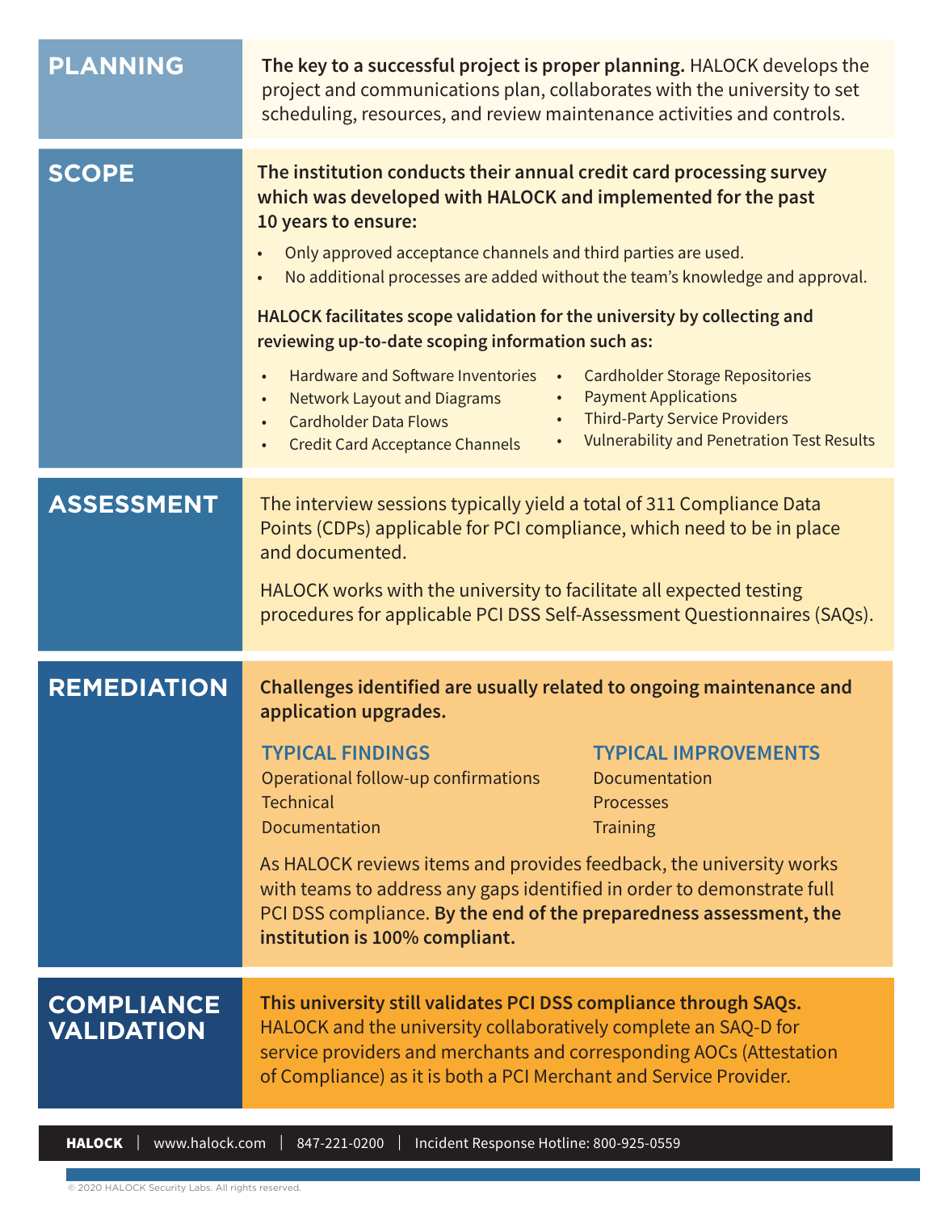## PLANNING

**The key to a successful project is proper planning.** HALOCK develops the project and communications plan, collaborates with the university to set scheduling, resources, and review maintenance activities and controls.

## SCOPE

**The institution conducts their annual credit card processing survey which was developed with HALOCK and implemented for the past 10 years to ensure:**

- Only approved acceptance channels and third parties are used.
- No additional processes are added without the team's knowledge and approval.

**HALOCK facilitates scope validation for the university by collecting and reviewing up-to-date scoping information such as:**

- Hardware and Software Inventories
- Network Layout and Diagrams
- Cardholder Data Flows
- Credit Card Acceptance Channels
- Cardholder Storage Repositories
- Payment Applications
- Third-Party Service Providers
- Vulnerability and Penetration Test Results

## ASSESSMENT

The interview sessions typically yield a total of 311 Compliance Data Points (CDPs) applicable for PCI compliance, which need to be in place and documented.

HALOCK works with the university to facilitate all expected testing procedures for applicable PCI DSS Self-Assessment Questionnaires (SAQs).

## REMEDIATION

**Challenges identified are usually related to ongoing maintenance and application upgrades.**

### TYPICAL FINDINGS

Operational follow-up confirmations
Technical
Documentation

### TYPICAL IMPROVEMENTS

Documentation
Processes
Training

As HALOCK reviews items and provides feedback, the university works with teams to address any gaps identified in order to demonstrate full PCI DSS compliance. **By the end of the preparedness assessment, the institution is 100% compliant.**

## COMPLIANCE VALIDATION

**This university still validates PCI DSS compliance through SAQs.** HALOCK and the university collaboratively complete an SAQ-D for service providers and merchants and corresponding AOCs (Attestation of Compliance) as it is both a PCI Merchant and Service Provider.

**HALOCK** | www.halock.com | 847-221-0200 | Incident Response Hotline: 800-925-0559

© 2020 HALOCK Security Labs. All rights reserved.